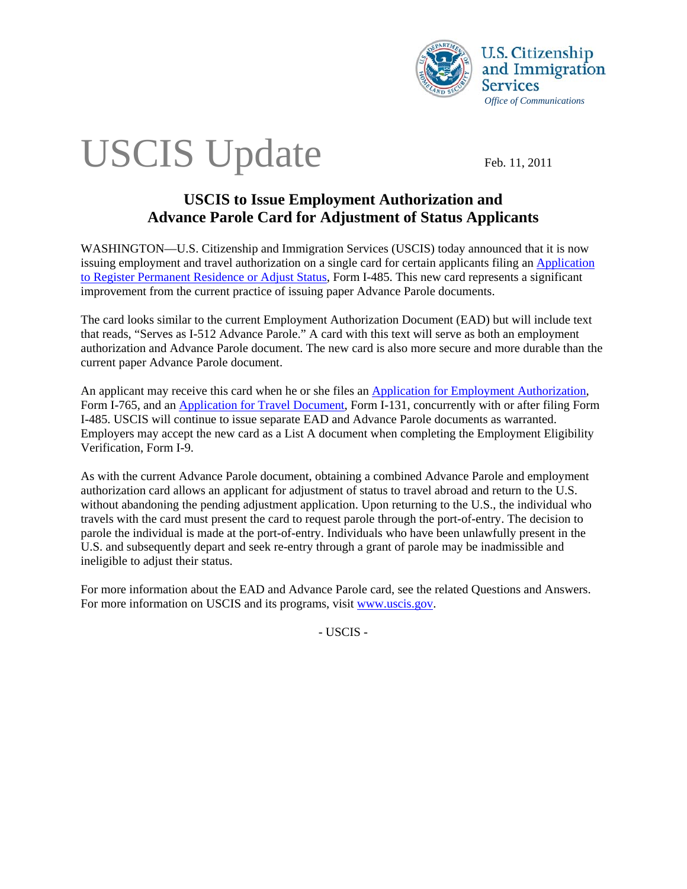U.S. Citizenship and Immigration Services
*Office of Communications*

# USCIS Update

Feb. 11, 2011

## USCIS to Issue Employment Authorization and Advance Parole Card for Adjustment of Status Applicants

WASHINGTON—U.S. Citizenship and Immigration Services (USCIS) today announced that it is now issuing employment and travel authorization on a single card for certain applicants filing an Application to Register Permanent Residence or Adjust Status, Form I-485. This new card represents a significant improvement from the current practice of issuing paper Advance Parole documents.

The card looks similar to the current Employment Authorization Document (EAD) but will include text that reads, "Serves as I-512 Advance Parole." A card with this text will serve as both an employment authorization and Advance Parole document. The new card is also more secure and more durable than the current paper Advance Parole document.

An applicant may receive this card when he or she files an Application for Employment Authorization, Form I-765, and an Application for Travel Document, Form I-131, concurrently with or after filing Form I-485. USCIS will continue to issue separate EAD and Advance Parole documents as warranted. Employers may accept the new card as a List A document when completing the Employment Eligibility Verification, Form I-9.

As with the current Advance Parole document, obtaining a combined Advance Parole and employment authorization card allows an applicant for adjustment of status to travel abroad and return to the U.S. without abandoning the pending adjustment application. Upon returning to the U.S., the individual who travels with the card must present the card to request parole through the port-of-entry. The decision to parole the individual is made at the port-of-entry. Individuals who have been unlawfully present in the U.S. and subsequently depart and seek re-entry through a grant of parole may be inadmissible and ineligible to adjust their status.

For more information about the EAD and Advance Parole card, see the related Questions and Answers. For more information on USCIS and its programs, visit www.uscis.gov.

- USCIS -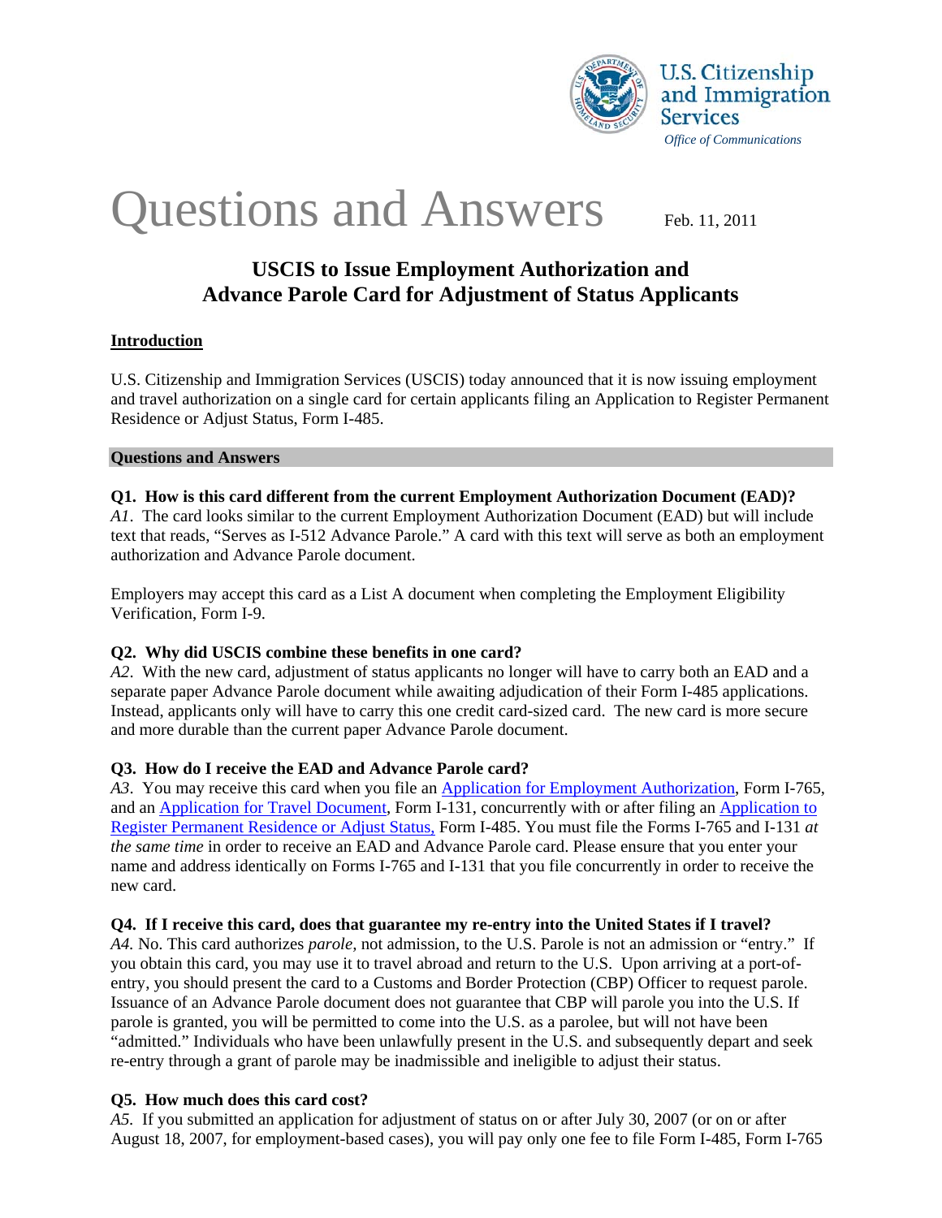U.S. Citizenship and Immigration Services

Office of Communications

# Questions and Answers

Feb. 11, 2011

## USCIS to Issue Employment Authorization and Advance Parole Card for Adjustment of Status Applicants

### Introduction

U.S. Citizenship and Immigration Services (USCIS) today announced that it is now issuing employment and travel authorization on a single card for certain applicants filing an Application to Register Permanent Residence or Adjust Status, Form I-485.

### Questions and Answers

**Q1. How is this card different from the current Employment Authorization Document (EAD)?**

*A1*. The card looks similar to the current Employment Authorization Document (EAD) but will include text that reads, "Serves as I-512 Advance Parole." A card with this text will serve as both an employment authorization and Advance Parole document.

Employers may accept this card as a List A document when completing the Employment Eligibility Verification, Form I-9.

**Q2. Why did USCIS combine these benefits in one card?**

*A2*. With the new card, adjustment of status applicants no longer will have to carry both an EAD and a separate paper Advance Parole document while awaiting adjudication of their Form I-485 applications. Instead, applicants only will have to carry this one credit card-sized card. The new card is more secure and more durable than the current paper Advance Parole document.

**Q3. How do I receive the EAD and Advance Parole card?**

*A3*. You may receive this card when you file an Application for Employment Authorization, Form I-765, and an Application for Travel Document, Form I-131, concurrently with or after filing an Application to Register Permanent Residence or Adjust Status, Form I-485. You must file the Forms I-765 and I-131 *at the same time* in order to receive an EAD and Advance Parole card. Please ensure that you enter your name and address identically on Forms I-765 and I-131 that you file concurrently in order to receive the new card.

**Q4. If I receive this card, does that guarantee my re-entry into the United States if I travel?**

*A4.* No. This card authorizes *parole,* not admission, to the U.S. Parole is not an admission or "entry." If you obtain this card, you may use it to travel abroad and return to the U.S. Upon arriving at a port-of-entry, you should present the card to a Customs and Border Protection (CBP) Officer to request parole. Issuance of an Advance Parole document does not guarantee that CBP will parole you into the U.S. If parole is granted, you will be permitted to come into the U.S. as a parolee, but will not have been "admitted." Individuals who have been unlawfully present in the U.S. and subsequently depart and seek re-entry through a grant of parole may be inadmissible and ineligible to adjust their status.

**Q5. How much does this card cost?**

*A5.* If you submitted an application for adjustment of status on or after July 30, 2007 (or on or after August 18, 2007, for employment-based cases), you will pay only one fee to file Form I-485, Form I-765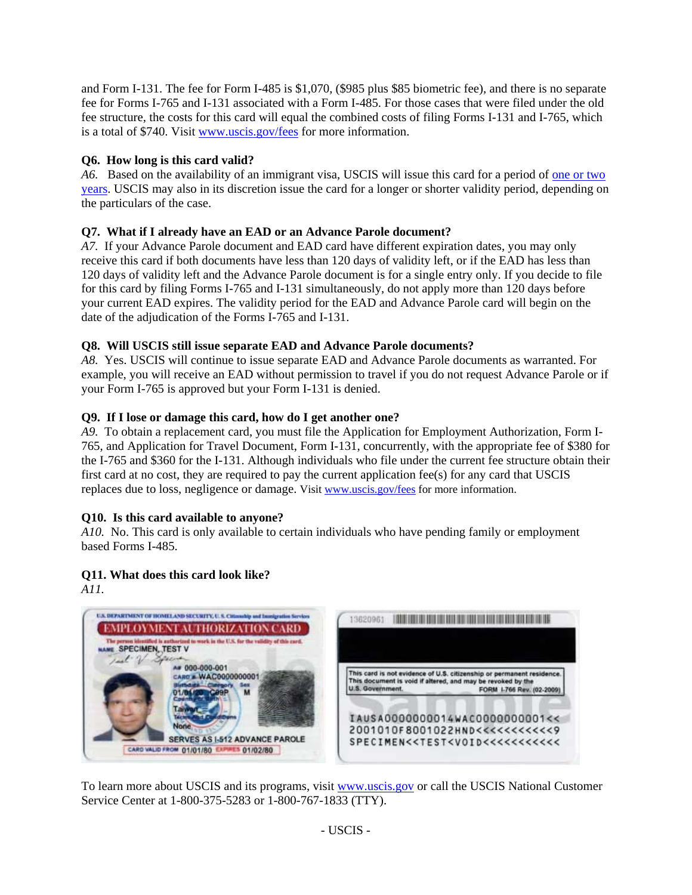and Form I-131. The fee for Form I-485 is $1,070, ($985 plus $85 biometric fee), and there is no separate fee for Forms I-765 and I-131 associated with a Form I-485. For those cases that were filed under the old fee structure, the costs for this card will equal the combined costs of filing Forms I-131 and I-765, which is a total of $740. Visit www.uscis.gov/fees for more information.

**Q6. How long is this card valid?**

*A6.* Based on the availability of an immigrant visa, USCIS will issue this card for a period of one or two years. USCIS may also in its discretion issue the card for a longer or shorter validity period, depending on the particulars of the case.

**Q7. What if I already have an EAD or an Advance Parole document?**

*A7.* If your Advance Parole document and EAD card have different expiration dates, you may only receive this card if both documents have less than 120 days of validity left, or if the EAD has less than 120 days of validity left and the Advance Parole document is for a single entry only. If you decide to file for this card by filing Forms I-765 and I-131 simultaneously, do not apply more than 120 days before your current EAD expires. The validity period for the EAD and Advance Parole card will begin on the date of the adjudication of the Forms I-765 and I-131.

**Q8. Will USCIS still issue separate EAD and Advance Parole documents?**

*A8.* Yes. USCIS will continue to issue separate EAD and Advance Parole documents as warranted. For example, you will receive an EAD without permission to travel if you do not request Advance Parole or if your Form I-765 is approved but your Form I-131 is denied.

**Q9. If I lose or damage this card, how do I get another one?**

*A9.* To obtain a replacement card, you must file the Application for Employment Authorization, Form I-765, and Application for Travel Document, Form I-131, concurrently, with the appropriate fee of $380 for the I-765 and $360 for the I-131. Although individuals who file under the current fee structure obtain their first card at no cost, they are required to pay the current application fee(s) for any card that USCIS replaces due to loss, negligence or damage. Visit www.uscis.gov/fees for more information.

**Q10. Is this card available to anyone?**

*A10.* No. This card is only available to certain individuals who have pending family or employment based Forms I-485.

**Q11. What does this card look like?**

*A11.*

To learn more about USCIS and its programs, visit www.uscis.gov or call the USCIS National Customer Service Center at 1-800-375-5283 or 1-800-767-1833 (TTY).

\- USCIS -